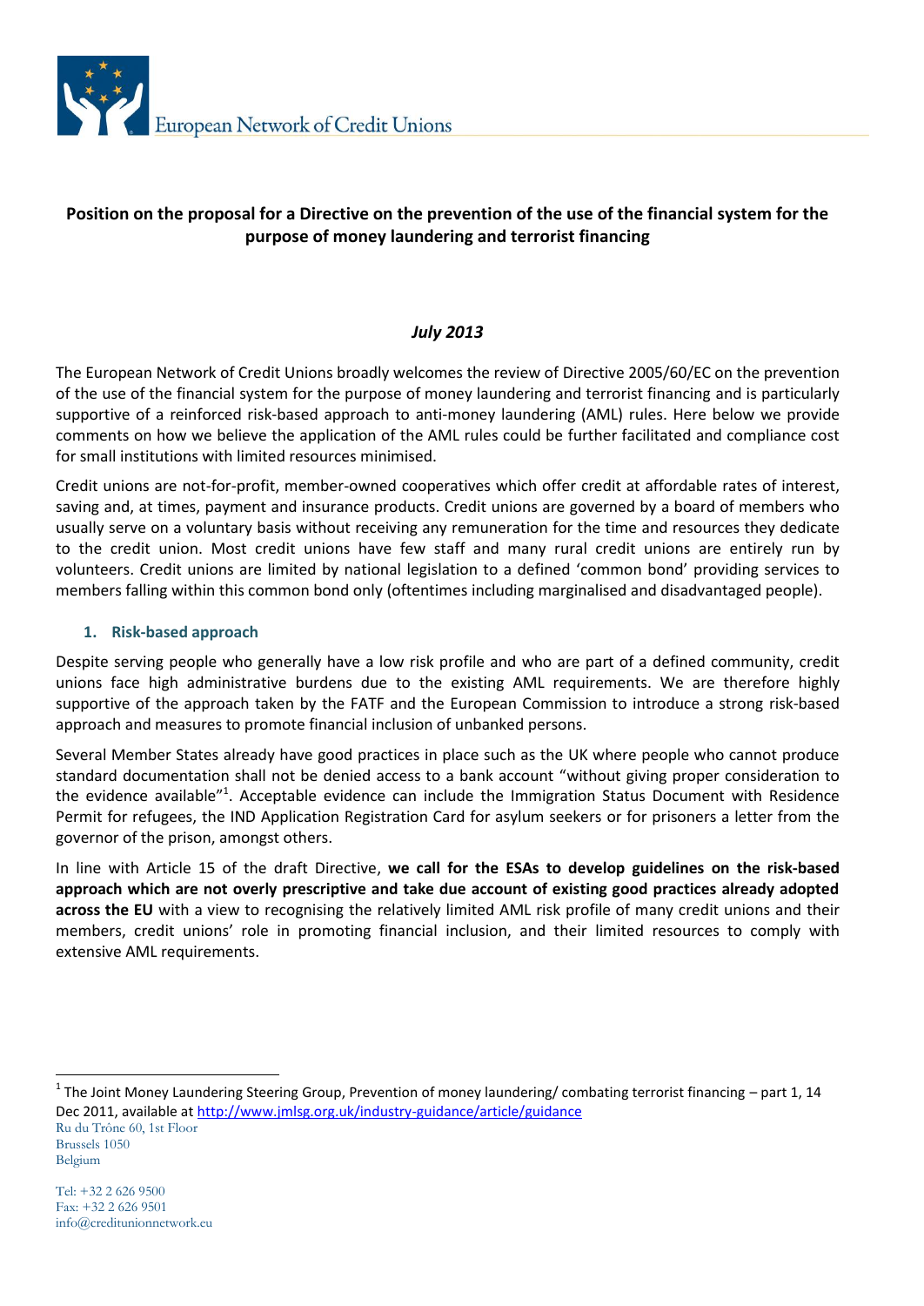European Network of Credit Unions

**Position on the proposal for a Directive on the prevention of the use of the financial system for the purpose of money laundering and terrorist financing**

***July 2013***

The European Network of Credit Unions broadly welcomes the review of Directive 2005/60/EC on the prevention of the use of the financial system for the purpose of money laundering and terrorist financing and is particularly supportive of a reinforced risk-based approach to anti-money laundering (AML) rules. Here below we provide comments on how we believe the application of the AML rules could be further facilitated and compliance cost for small institutions with limited resources minimised.

Credit unions are not-for-profit, member-owned cooperatives which offer credit at affordable rates of interest, saving and, at times, payment and insurance products. Credit unions are governed by a board of members who usually serve on a voluntary basis without receiving any remuneration for the time and resources they dedicate to the credit union. Most credit unions have few staff and many rural credit unions are entirely run by volunteers. Credit unions are limited by national legislation to a defined 'common bond' providing services to members falling within this common bond only (oftentimes including marginalised and disadvantaged people).

## 1. Risk-based approach

Despite serving people who generally have a low risk profile and who are part of a defined community, credit unions face high administrative burdens due to the existing AML requirements. We are therefore highly supportive of the approach taken by the FATF and the European Commission to introduce a strong risk-based approach and measures to promote financial inclusion of unbanked persons.

Several Member States already have good practices in place such as the UK where people who cannot produce standard documentation shall not be denied access to a bank account "without giving proper consideration to the evidence available"[1]. Acceptable evidence can include the Immigration Status Document with Residence Permit for refugees, the IND Application Registration Card for asylum seekers or for prisoners a letter from the governor of the prison, amongst others.

In line with Article 15 of the draft Directive, **we call for the ESAs to develop guidelines on the risk-based approach which are not overly prescriptive and take due account of existing good practices already adopted across the EU** with a view to recognising the relatively limited AML risk profile of many credit unions and their members, credit unions' role in promoting financial inclusion, and their limited resources to comply with extensive AML requirements.

---

[1] The Joint Money Laundering Steering Group, Prevention of money laundering/ combating terrorist financing – part 1, 14 Dec 2011, available at http://www.jmlsg.org.uk/industry-guidance/article/guidance

Ru du Trône 60, 1st Floor
Brussels 1050
Belgium

Tel: +32 2 626 9500
Fax: +32 2 626 9501
info@creditunionnetwork.eu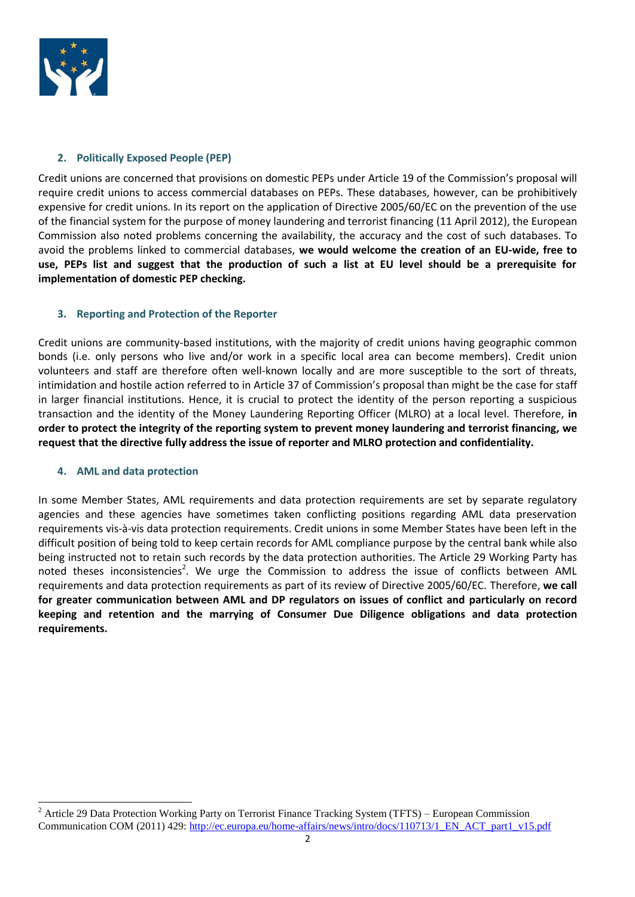## 2. Politically Exposed People (PEP)

Credit unions are concerned that provisions on domestic PEPs under Article 19 of the Commission's proposal will require credit unions to access commercial databases on PEPs. These databases, however, can be prohibitively expensive for credit unions. In its report on the application of Directive 2005/60/EC on the prevention of the use of the financial system for the purpose of money laundering and terrorist financing (11 April 2012), the European Commission also noted problems concerning the availability, the accuracy and the cost of such databases. To avoid the problems linked to commercial databases, **we would welcome the creation of an EU-wide, free to use, PEPs list and suggest that the production of such a list at EU level should be a prerequisite for implementation of domestic PEP checking.**

## 3. Reporting and Protection of the Reporter

Credit unions are community-based institutions, with the majority of credit unions having geographic common bonds (i.e. only persons who live and/or work in a specific local area can become members). Credit union volunteers and staff are therefore often well-known locally and are more susceptible to the sort of threats, intimidation and hostile action referred to in Article 37 of Commission's proposal than might be the case for staff in larger financial institutions. Hence, it is crucial to protect the identity of the person reporting a suspicious transaction and the identity of the Money Laundering Reporting Officer (MLRO) at a local level. Therefore, **in order to protect the integrity of the reporting system to prevent money laundering and terrorist financing, we request that the directive fully address the issue of reporter and MLRO protection and confidentiality.**

## 4. AML and data protection

In some Member States, AML requirements and data protection requirements are set by separate regulatory agencies and these agencies have sometimes taken conflicting positions regarding AML data preservation requirements vis-à-vis data protection requirements. Credit unions in some Member States have been left in the difficult position of being told to keep certain records for AML compliance purpose by the central bank while also being instructed not to retain such records by the data protection authorities. The Article 29 Working Party has noted theses inconsistencies[2]. We urge the Commission to address the issue of conflicts between AML requirements and data protection requirements as part of its review of Directive 2005/60/EC. Therefore, **we call for greater communication between AML and DP regulators on issues of conflict and particularly on record keeping and retention and the marrying of Consumer Due Diligence obligations and data protection requirements.**

[2] Article 29 Data Protection Working Party on Terrorist Finance Tracking System (TFTS) – European Commission Communication COM (2011) 429: http://ec.europa.eu/home-affairs/news/intro/docs/110713/1_EN_ACT_part1_v15.pdf